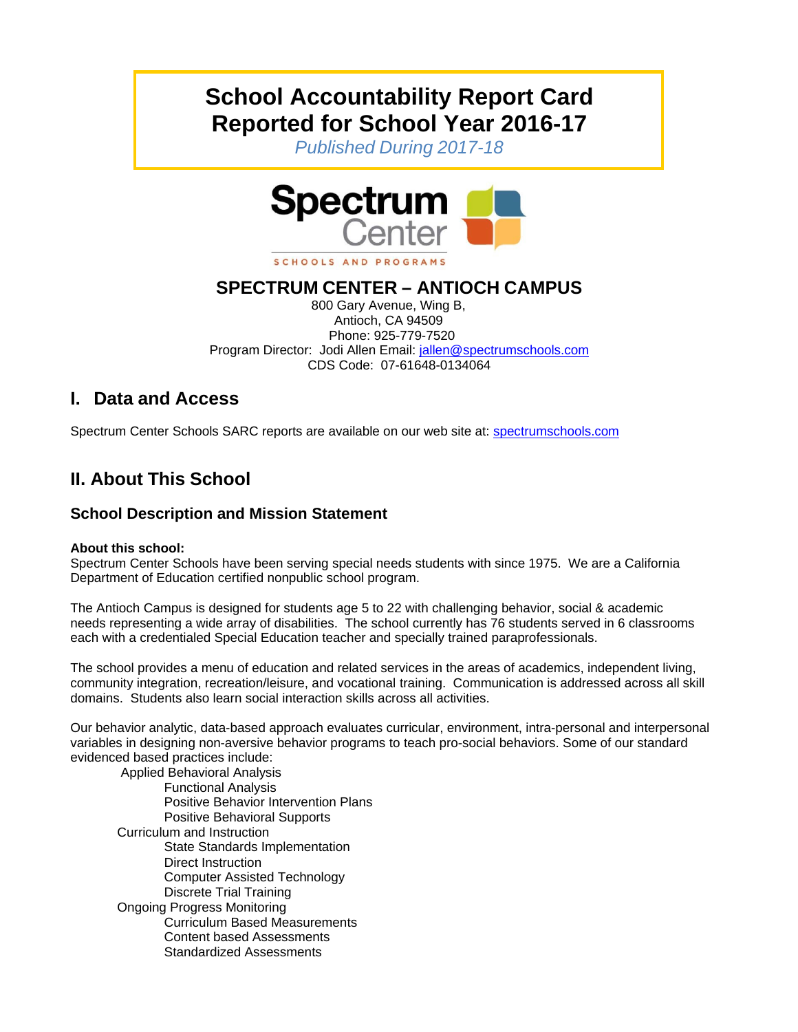# School Accountability Report Card
# Reported for School Year 2016-17

*Published During 2017-18*

Spectrum Center

SCHOOLS AND PROGRAMS

## SPECTRUM CENTER – ANTIOCH CAMPUS

800 Gary Avenue, Wing B,
Antioch, CA 94509
Phone: 925-779-7520
Program Director: Jodi Allen Email: jallen@spectrumschools.com
CDS Code: 07-61648-0134064

## I. Data and Access

Spectrum Center Schools SARC reports are available on our web site at: spectrumschools.com

## II. About This School

### School Description and Mission Statement

**About this school:**
Spectrum Center Schools have been serving special needs students with since 1975. We are a California Department of Education certified nonpublic school program.

The Antioch Campus is designed for students age 5 to 22 with challenging behavior, social & academic needs representing a wide array of disabilities. The school currently has 76 students served in 6 classrooms each with a credentialed Special Education teacher and specially trained paraprofessionals.

The school provides a menu of education and related services in the areas of academics, independent living, community integration, recreation/leisure, and vocational training. Communication is addressed across all skill domains. Students also learn social interaction skills across all activities.

Our behavior analytic, data-based approach evaluates curricular, environment, intra-personal and interpersonal variables in designing non-aversive behavior programs to teach pro-social behaviors. Some of our standard evidenced based practices include:

- Applied Behavioral Analysis
  - Functional Analysis
  - Positive Behavior Intervention Plans
  - Positive Behavioral Supports
- Curriculum and Instruction
  - State Standards Implementation
  - Direct Instruction
  - Computer Assisted Technology
  - Discrete Trial Training
- Ongoing Progress Monitoring
  - Curriculum Based Measurements
  - Content based Assessments
  - Standardized Assessments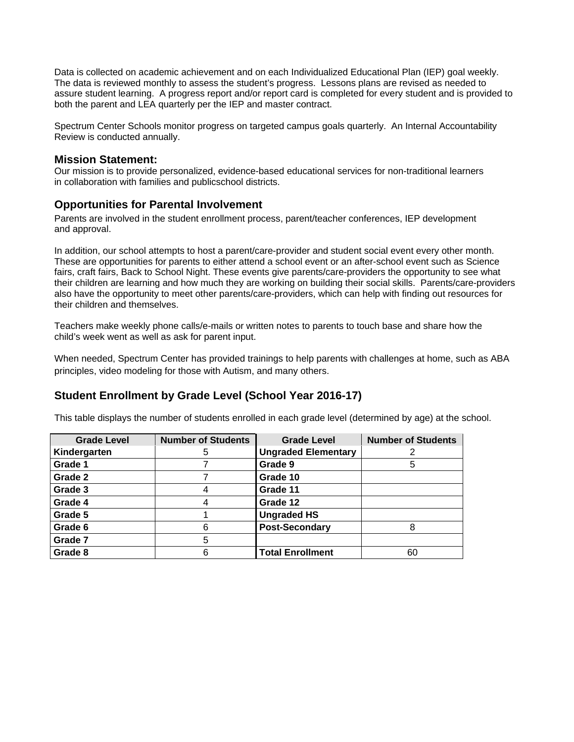Data is collected on academic achievement and on each Individualized Educational Plan (IEP) goal weekly. The data is reviewed monthly to assess the student's progress. Lessons plans are revised as needed to assure student learning. A progress report and/or report card is completed for every student and is provided to both the parent and LEA quarterly per the IEP and master contract.

Spectrum Center Schools monitor progress on targeted campus goals quarterly. An Internal Accountability Review is conducted annually.

### Mission Statement:

Our mission is to provide personalized, evidence-based educational services for non-traditional learners in collaboration with families and publicschool districts.

### Opportunities for Parental Involvement

Parents are involved in the student enrollment process, parent/teacher conferences, IEP development and approval.

In addition, our school attempts to host a parent/care-provider and student social event every other month. These are opportunities for parents to either attend a school event or an after-school event such as Science fairs, craft fairs, Back to School Night. These events give parents/care-providers the opportunity to see what their children are learning and how much they are working on building their social skills. Parents/care-providers also have the opportunity to meet other parents/care-providers, which can help with finding out resources for their children and themselves.

Teachers make weekly phone calls/e-mails or written notes to parents to touch base and share how the child's week went as well as ask for parent input.

When needed, Spectrum Center has provided trainings to help parents with challenges at home, such as ABA principles, video modeling for those with Autism, and many others.

### Student Enrollment by Grade Level (School Year 2016-17)

This table displays the number of students enrolled in each grade level (determined by age) at the school.

| Grade Level | Number of Students | Grade Level | Number of Students |
|---|---|---|---|
| **Kindergarten** | 5 | **Ungraded Elementary** | 2 |
| **Grade 1** | 7 | **Grade 9** | 5 |
| **Grade 2** | 7 | **Grade 10** | |
| **Grade 3** | 4 | **Grade 11** | |
| **Grade 4** | 4 | **Grade 12** | |
| **Grade 5** | 1 | **Ungraded HS** | |
| **Grade 6** | 6 | **Post-Secondary** | 8 |
| **Grade 7** | 5 | | |
| **Grade 8** | 6 | **Total Enrollment** | 60 |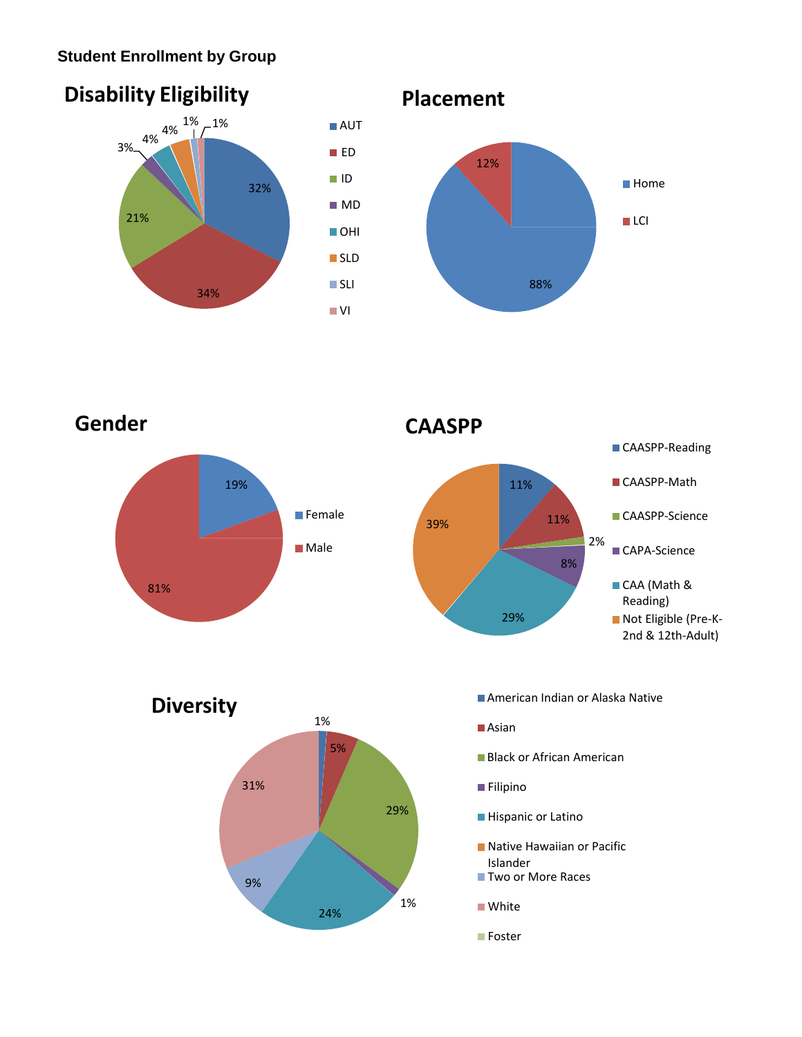**Student Enrollment by Group**

## Disability Eligibility

| Category | Percentage |
|---|---|
| AUT | 32% |
| ED | 34% |
| ID | 21% |
| MD | 3% |
| OHI | 4% |
| SLD | 4% |
| SLI | 1% |
| VI | 1% |

## Placement

| Category | Percentage |
|---|---|
| Home | 88% |
| LCI | 12% |

## Gender

| Category | Percentage |
|---|---|
| Female | 19% |
| Male | 81% |

## CAASPP

| Category | Percentage |
|---|---|
| CAASPP-Reading | 11% |
| CAASPP-Math | 11% |
| CAASPP-Science | 2% |
| CAPA-Science | 8% |
| CAA (Math & Reading) | 29% |
| Not Eligible (Pre-K-2nd & 12th-Adult) | 39% |

## Diversity

| Category | Percentage |
|---|---|
| American Indian or Alaska Native | 1% |
| Asian | 5% |
| Black or African American | 29% |
| Filipino | 1% |
| Hispanic or Latino | 24% |
| Native Hawaiian or Pacific Islander | |
| Two or More Races | 9% |
| White | 31% |
| Foster | |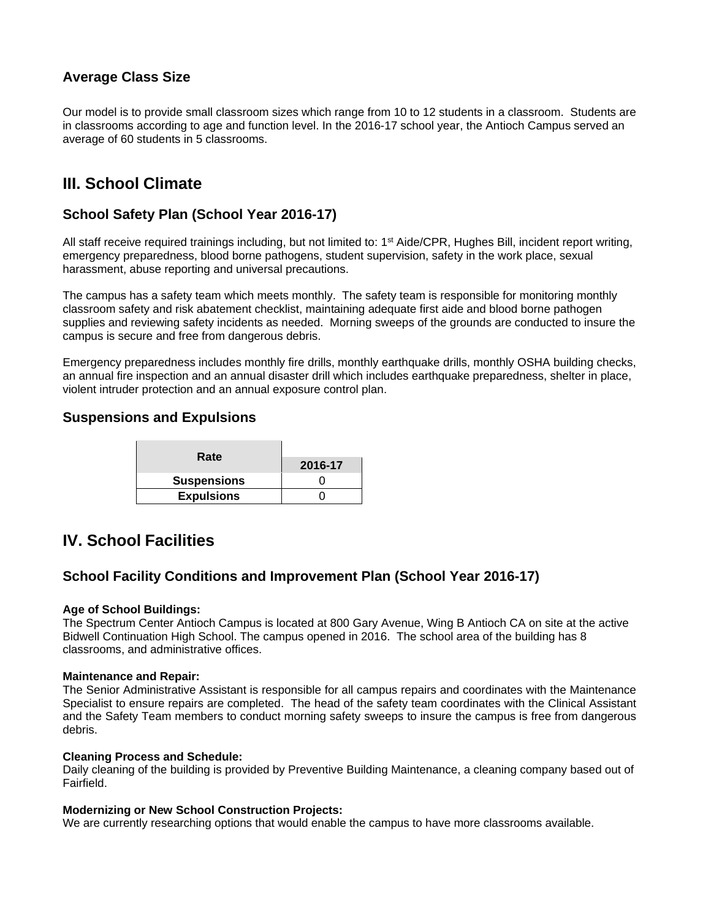### Average Class Size

Our model is to provide small classroom sizes which range from 10 to 12 students in a classroom. Students are in classrooms according to age and function level. In the 2016-17 school year, the Antioch Campus served an average of 60 students in 5 classrooms.

## III. School Climate

### School Safety Plan (School Year 2016-17)

All staff receive required trainings including, but not limited to: 1st Aide/CPR, Hughes Bill, incident report writing, emergency preparedness, blood borne pathogens, student supervision, safety in the work place, sexual harassment, abuse reporting and universal precautions.

The campus has a safety team which meets monthly. The safety team is responsible for monitoring monthly classroom safety and risk abatement checklist, maintaining adequate first aide and blood borne pathogen supplies and reviewing safety incidents as needed. Morning sweeps of the grounds are conducted to insure the campus is secure and free from dangerous debris.

Emergency preparedness includes monthly fire drills, monthly earthquake drills, monthly OSHA building checks, an annual fire inspection and an annual disaster drill which includes earthquake preparedness, shelter in place, violent intruder protection and an annual exposure control plan.

### Suspensions and Expulsions

| Rate | 2016-17 |
|---|---|
| Suspensions | 0 |
| Expulsions | 0 |

## IV. School Facilities

### School Facility Conditions and Improvement Plan (School Year 2016-17)

**Age of School Buildings:**
The Spectrum Center Antioch Campus is located at 800 Gary Avenue, Wing B Antioch CA on site at the active Bidwell Continuation High School. The campus opened in 2016. The school area of the building has 8 classrooms, and administrative offices.

**Maintenance and Repair:**
The Senior Administrative Assistant is responsible for all campus repairs and coordinates with the Maintenance Specialist to ensure repairs are completed. The head of the safety team coordinates with the Clinical Assistant and the Safety Team members to conduct morning safety sweeps to insure the campus is free from dangerous debris.

**Cleaning Process and Schedule:**
Daily cleaning of the building is provided by Preventive Building Maintenance, a cleaning company based out of Fairfield.

**Modernizing or New School Construction Projects:**
We are currently researching options that would enable the campus to have more classrooms available.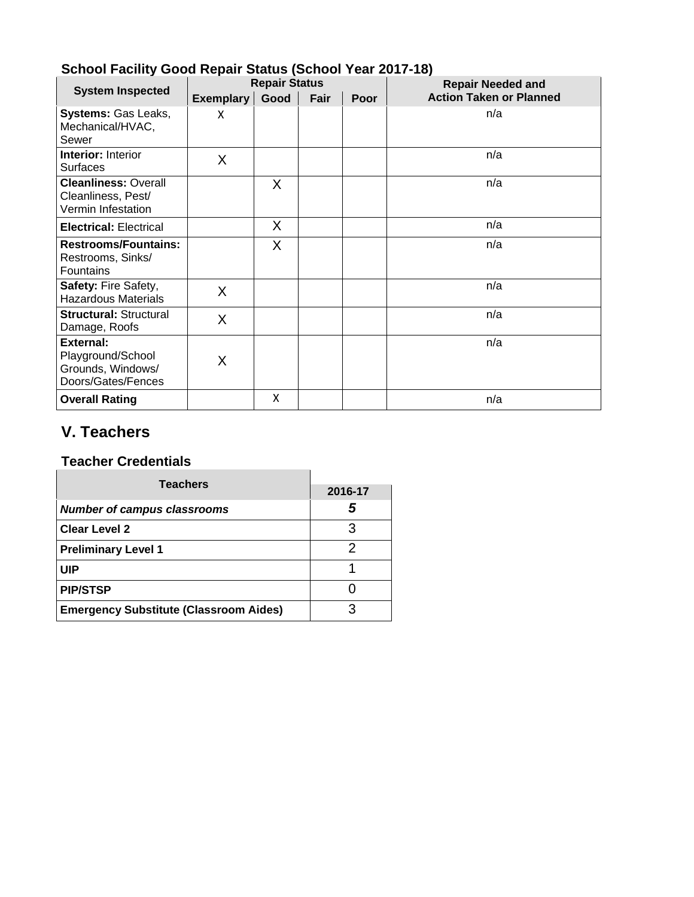### School Facility Good Repair Status (School Year 2017-18)

| System Inspected | Repair Status | | | | Repair Needed and Action Taken or Planned |
|---|---|---|---|---|---|
| | Exemplary | Good | Fair | Poor | |
| **Systems:** Gas Leaks, Mechanical/HVAC, Sewer | X | | | | n/a |
| **Interior:** Interior Surfaces | X | | | | n/a |
| **Cleanliness:** Overall Cleanliness, Pest/ Vermin Infestation | | X | | | n/a |
| **Electrical:** Electrical | | X | | | n/a |
| **Restrooms/Fountains:** Restrooms, Sinks/ Fountains | | X | | | n/a |
| **Safety:** Fire Safety, Hazardous Materials | X | | | | n/a |
| **Structural:** Structural Damage, Roofs | X | | | | n/a |
| **External:** Playground/School Grounds, Windows/ Doors/Gates/Fences | X | | | | n/a |
| **Overall Rating** | | X | | | n/a |

## V. Teachers

### Teacher Credentials

| Teachers | 2016-17 |
|---|---|
| ***Number of campus classrooms*** | ***5*** |
| **Clear Level 2** | 3 |
| **Preliminary Level 1** | 2 |
| **UIP** | 1 |
| **PIP/STSP** | 0 |
| **Emergency Substitute (Classroom Aides)** | 3 |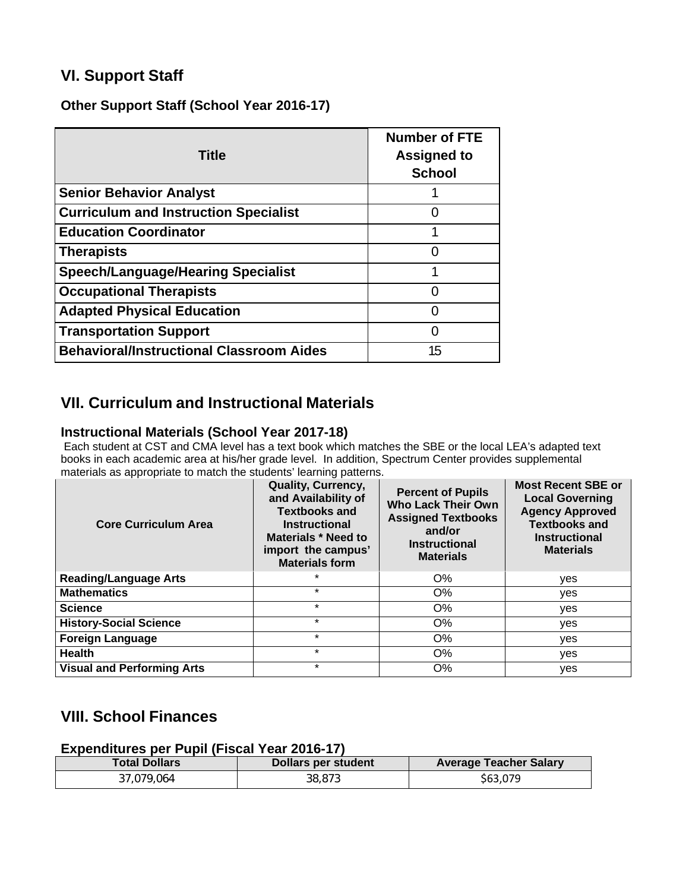## VI. Support Staff

### Other Support Staff (School Year 2016-17)

| Title | Number of FTE Assigned to School |
| --- | --- |
| **Senior Behavior Analyst** | 1 |
| **Curriculum and Instruction Specialist** | 0 |
| **Education Coordinator** | 1 |
| **Therapists** | 0 |
| **Speech/Language/Hearing Specialist** | 1 |
| **Occupational Therapists** | 0 |
| **Adapted Physical Education** | 0 |
| **Transportation Support** | 0 |
| **Behavioral/Instructional Classroom Aides** | 15 |

## VII. Curriculum and Instructional Materials

### Instructional Materials (School Year 2017-18)

Each student at CST and CMA level has a text book which matches the SBE or the local LEA's adapted text books in each academic area at his/her grade level. In addition, Spectrum Center provides supplemental materials as appropriate to match the students' learning patterns.

| Core Curriculum Area | Quality, Currency, and Availability of Textbooks and Instructional Materials * Need to import the campus' Materials form | Percent of Pupils Who Lack Their Own Assigned Textbooks and/or Instructional Materials | Most Recent SBE or Local Governing Agency Approved Textbooks and Instructional Materials |
| --- | --- | --- | --- |
| **Reading/Language Arts** | * | O% | yes |
| **Mathematics** | * | O% | yes |
| **Science** | * | O% | yes |
| **History-Social Science** | * | O% | yes |
| **Foreign Language** | * | O% | yes |
| **Health** | * | O% | yes |
| **Visual and Performing Arts** | * | O% | yes |

## VIII. School Finances

### Expenditures per Pupil (Fiscal Year 2016-17)

| Total Dollars | Dollars per student | Average Teacher Salary |
| --- | --- | --- |
| 37,079,064 | 38,873 | $63,079 |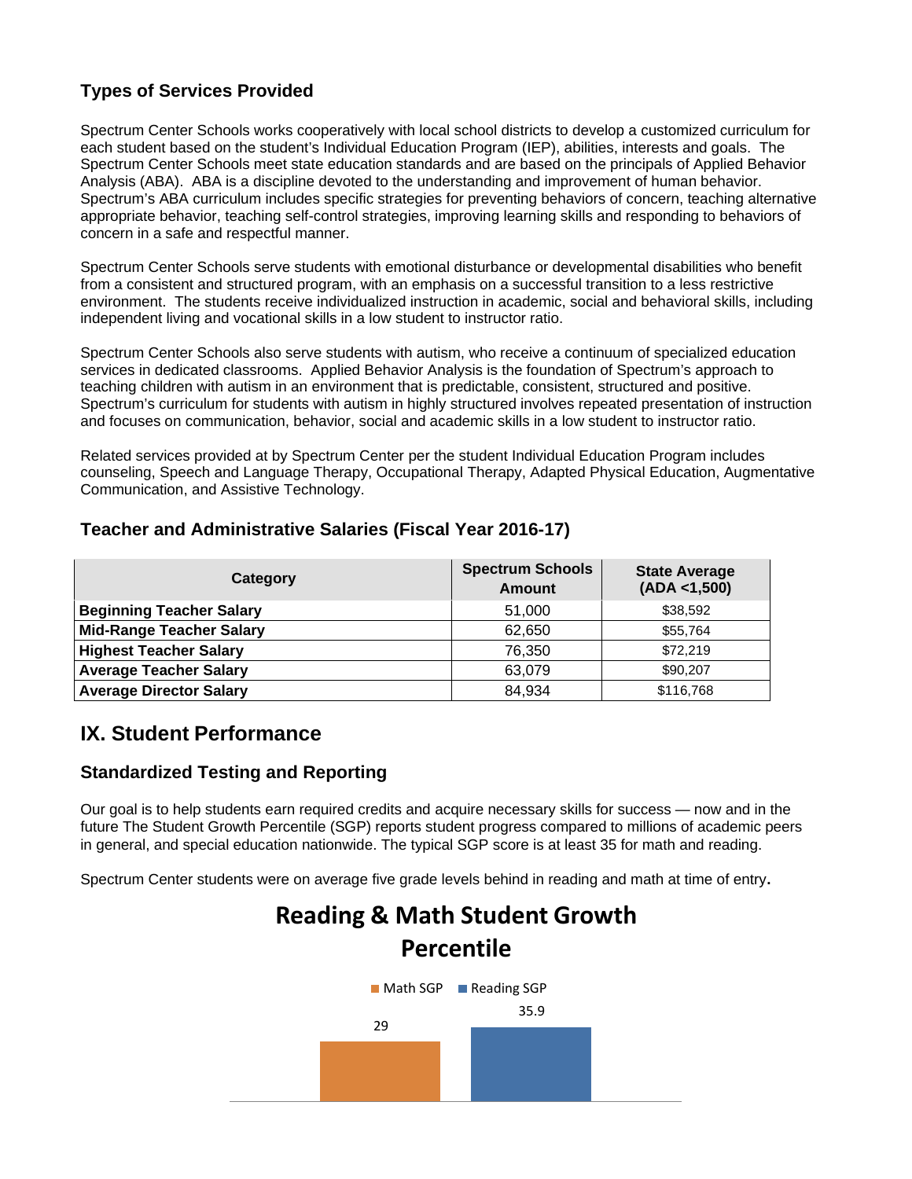### Types of Services Provided

Spectrum Center Schools works cooperatively with local school districts to develop a customized curriculum for each student based on the student's Individual Education Program (IEP), abilities, interests and goals. The Spectrum Center Schools meet state education standards and are based on the principals of Applied Behavior Analysis (ABA). ABA is a discipline devoted to the understanding and improvement of human behavior. Spectrum's ABA curriculum includes specific strategies for preventing behaviors of concern, teaching alternative appropriate behavior, teaching self-control strategies, improving learning skills and responding to behaviors of concern in a safe and respectful manner.

Spectrum Center Schools serve students with emotional disturbance or developmental disabilities who benefit from a consistent and structured program, with an emphasis on a successful transition to a less restrictive environment. The students receive individualized instruction in academic, social and behavioral skills, including independent living and vocational skills in a low student to instructor ratio.

Spectrum Center Schools also serve students with autism, who receive a continuum of specialized education services in dedicated classrooms. Applied Behavior Analysis is the foundation of Spectrum's approach to teaching children with autism in an environment that is predictable, consistent, structured and positive. Spectrum's curriculum for students with autism in highly structured involves repeated presentation of instruction and focuses on communication, behavior, social and academic skills in a low student to instructor ratio.

Related services provided at by Spectrum Center per the student Individual Education Program includes counseling, Speech and Language Therapy, Occupational Therapy, Adapted Physical Education, Augmentative Communication, and Assistive Technology.

### Teacher and Administrative Salaries (Fiscal Year 2016-17)

| Category | Spectrum Schools Amount | State Average (ADA <1,500) |
|---|---|---|
| **Beginning Teacher Salary** | 51,000 | $38,592 |
| **Mid-Range Teacher Salary** | 62,650 | $55,764 |
| **Highest Teacher Salary** | 76,350 | $72,219 |
| **Average Teacher Salary** | 63,079 | $90,207 |
| **Average Director Salary** | 84,934 | $116,768 |

## IX. Student Performance

### Standardized Testing and Reporting

Our goal is to help students earn required credits and acquire necessary skills for success — now and in the future The Student Growth Percentile (SGP) reports student progress compared to millions of academic peers in general, and special education nationwide. The typical SGP score is at least 35 for math and reading.

Spectrum Center students were on average five grade levels behind in reading and math at time of entry**.**

**Reading & Math Student Growth Percentile**

| Math SGP | Reading SGP |
|---|---|
| 29 | 35.9 |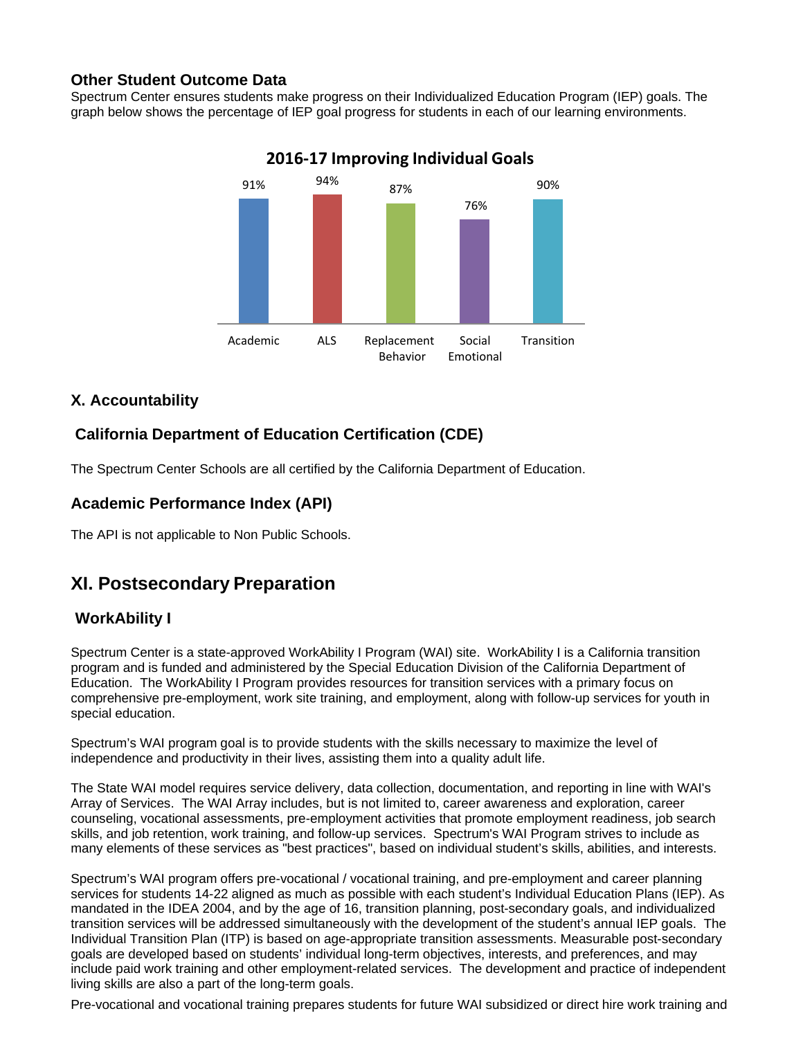### Other Student Outcome Data

Spectrum Center ensures students make progress on their Individualized Education Program (IEP) goals. The graph below shows the percentage of IEP goal progress for students in each of our learning environments.

**2016-17 Improving Individual Goals**

| Academic | ALS | Replacement Behavior | Social Emotional | Transition |
|---|---|---|---|---|
| 91% | 94% | 87% | 76% | 90% |

### X. Accountability

### California Department of Education Certification (CDE)

The Spectrum Center Schools are all certified by the California Department of Education.

### Academic Performance Index (API)

The API is not applicable to Non Public Schools.

## XI. Postsecondary Preparation

### WorkAbility I

Spectrum Center is a state-approved WorkAbility I Program (WAI) site. WorkAbility I is a California transition program and is funded and administered by the Special Education Division of the California Department of Education. The WorkAbility I Program provides resources for transition services with a primary focus on comprehensive pre-employment, work site training, and employment, along with follow-up services for youth in special education.

Spectrum's WAI program goal is to provide students with the skills necessary to maximize the level of independence and productivity in their lives, assisting them into a quality adult life.

The State WAI model requires service delivery, data collection, documentation, and reporting in line with WAI's Array of Services. The WAI Array includes, but is not limited to, career awareness and exploration, career counseling, vocational assessments, pre-employment activities that promote employment readiness, job search skills, and job retention, work training, and follow-up services. Spectrum's WAI Program strives to include as many elements of these services as "best practices", based on individual student's skills, abilities, and interests.

Spectrum's WAI program offers pre-vocational / vocational training, and pre-employment and career planning services for students 14-22 aligned as much as possible with each student's Individual Education Plans (IEP). As mandated in the IDEA 2004, and by the age of 16, transition planning, post-secondary goals, and individualized transition services will be addressed simultaneously with the development of the student's annual IEP goals. The Individual Transition Plan (ITP) is based on age-appropriate transition assessments. Measurable post-secondary goals are developed based on students' individual long-term objectives, interests, and preferences, and may include paid work training and other employment-related services. The development and practice of independent living skills are also a part of the long-term goals.

Pre-vocational and vocational training prepares students for future WAI subsidized or direct hire work training and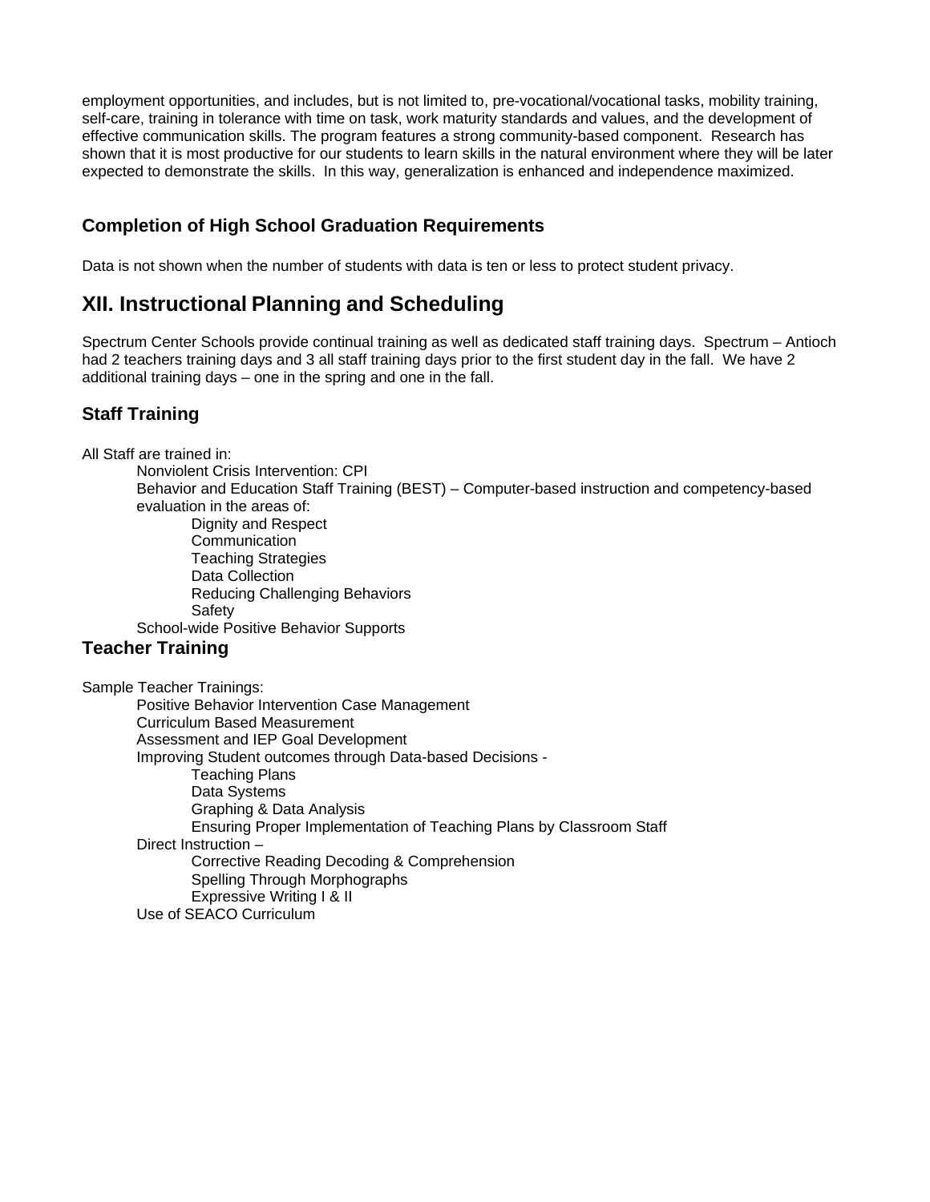employment opportunities, and includes, but is not limited to, pre-vocational/vocational tasks, mobility training, self-care, training in tolerance with time on task, work maturity standards and values, and the development of effective communication skills. The program features a strong community-based component. Research has shown that it is most productive for our students to learn skills in the natural environment where they will be later expected to demonstrate the skills. In this way, generalization is enhanced and independence maximized.

### Completion of High School Graduation Requirements

Data is not shown when the number of students with data is ten or less to protect student privacy.

## XII. Instructional Planning and Scheduling

Spectrum Center Schools provide continual training as well as dedicated staff training days. Spectrum – Antioch had 2 teachers training days and 3 all staff training days prior to the first student day in the fall. We have 2 additional training days – one in the spring and one in the fall.

### Staff Training

All Staff are trained in:

- Nonviolent Crisis Intervention: CPI
- Behavior and Education Staff Training (BEST) – Computer-based instruction and competency-based evaluation in the areas of:
    - Dignity and Respect
    - Communication
    - Teaching Strategies
    - Data Collection
    - Reducing Challenging Behaviors
    - Safety
- School-wide Positive Behavior Supports

### Teacher Training

Sample Teacher Trainings:

- Positive Behavior Intervention Case Management
- Curriculum Based Measurement
- Assessment and IEP Goal Development
- Improving Student outcomes through Data-based Decisions -
    - Teaching Plans
    - Data Systems
    - Graphing & Data Analysis
    - Ensuring Proper Implementation of Teaching Plans by Classroom Staff
- Direct Instruction –
    - Corrective Reading Decoding & Comprehension
    - Spelling Through Morphographs
    - Expressive Writing I & II
- Use of SEACO Curriculum